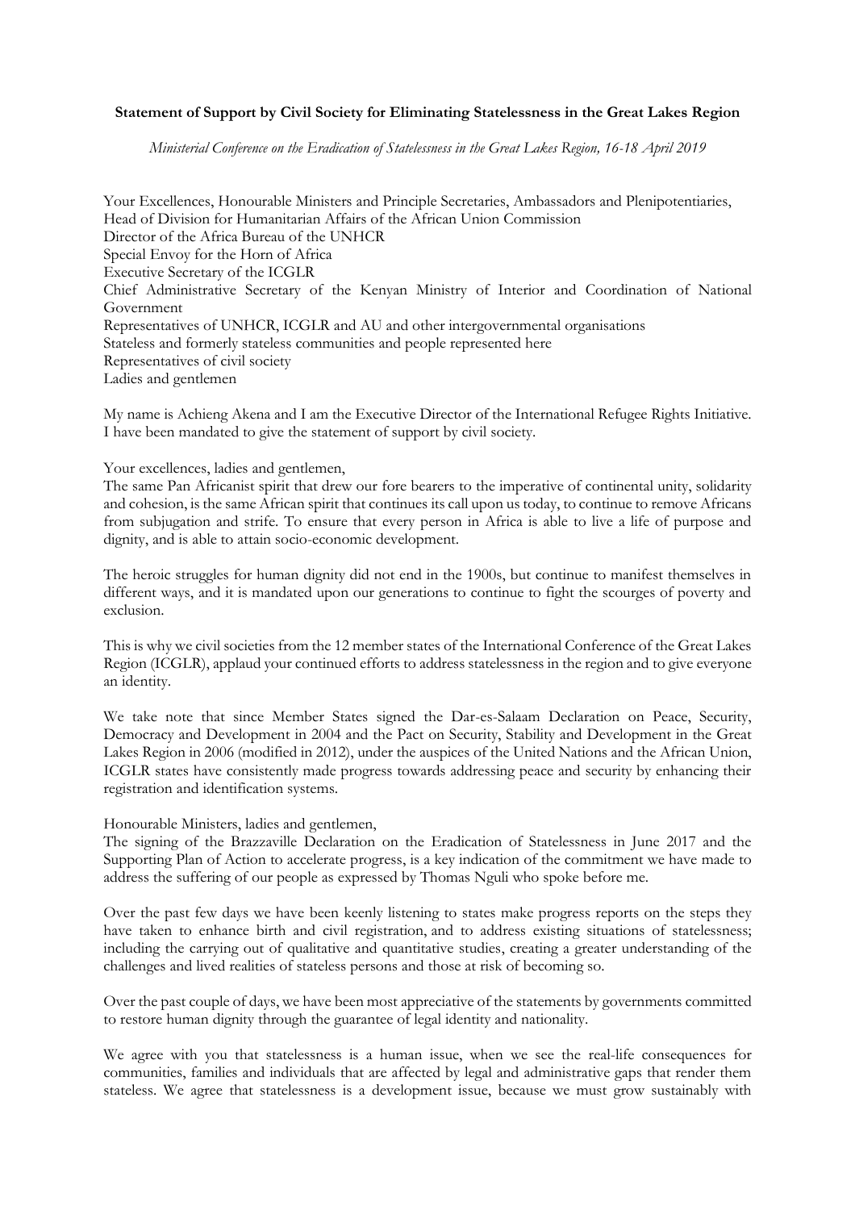**Statement of Support by Civil Society for Eliminating Statelessness in the Great Lakes Region**

*Ministerial Conference on the Eradication of Statelessness in the Great Lakes Region, 16-18 April 2019*

Your Excellences, Honourable Ministers and Principle Secretaries, Ambassadors and Plenipotentiaries,
Head of Division for Humanitarian Affairs of the African Union Commission
Director of the Africa Bureau of the UNHCR
Special Envoy for the Horn of Africa
Executive Secretary of the ICGLR
Chief Administrative Secretary of the Kenyan Ministry of Interior and Coordination of National Government
Representatives of UNHCR, ICGLR and AU and other intergovernmental organisations
Stateless and formerly stateless communities and people represented here
Representatives of civil society
Ladies and gentlemen

My name is Achieng Akena and I am the Executive Director of the International Refugee Rights Initiative. I have been mandated to give the statement of support by civil society.

Your excellences, ladies and gentlemen,
The same Pan Africanist spirit that drew our fore bearers to the imperative of continental unity, solidarity and cohesion, is the same African spirit that continues its call upon us today, to continue to remove Africans from subjugation and strife. To ensure that every person in Africa is able to live a life of purpose and dignity, and is able to attain socio-economic development.

The heroic struggles for human dignity did not end in the 1900s, but continue to manifest themselves in different ways, and it is mandated upon our generations to continue to fight the scourges of poverty and exclusion.

This is why we civil societies from the 12 member states of the International Conference of the Great Lakes Region (ICGLR), applaud your continued efforts to address statelessness in the region and to give everyone an identity.

We take note that since Member States signed the Dar-es-Salaam Declaration on Peace, Security, Democracy and Development in 2004 and the Pact on Security, Stability and Development in the Great Lakes Region in 2006 (modified in 2012), under the auspices of the United Nations and the African Union, ICGLR states have consistently made progress towards addressing peace and security by enhancing their registration and identification systems.

Honourable Ministers, ladies and gentlemen,
The signing of the Brazzaville Declaration on the Eradication of Statelessness in June 2017 and the Supporting Plan of Action to accelerate progress, is a key indication of the commitment we have made to address the suffering of our people as expressed by Thomas Nguli who spoke before me.

Over the past few days we have been keenly listening to states make progress reports on the steps they have taken to enhance birth and civil registration, and to address existing situations of statelessness; including the carrying out of qualitative and quantitative studies, creating a greater understanding of the challenges and lived realities of stateless persons and those at risk of becoming so.

Over the past couple of days, we have been most appreciative of the statements by governments committed to restore human dignity through the guarantee of legal identity and nationality.

We agree with you that statelessness is a human issue, when we see the real-life consequences for communities, families and individuals that are affected by legal and administrative gaps that render them stateless. We agree that statelessness is a development issue, because we must grow sustainably with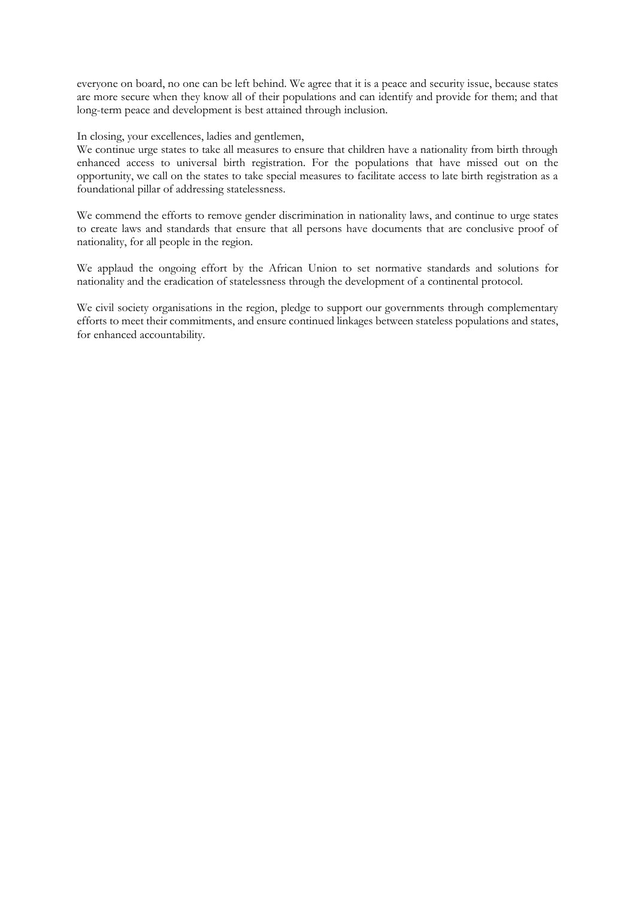everyone on board, no one can be left behind. We agree that it is a peace and security issue, because states are more secure when they know all of their populations and can identify and provide for them; and that long-term peace and development is best attained through inclusion.

In closing, your excellences, ladies and gentlemen,
We continue urge states to take all measures to ensure that children have a nationality from birth through enhanced access to universal birth registration. For the populations that have missed out on the opportunity, we call on the states to take special measures to facilitate access to late birth registration as a foundational pillar of addressing statelessness.

We commend the efforts to remove gender discrimination in nationality laws, and continue to urge states to create laws and standards that ensure that all persons have documents that are conclusive proof of nationality, for all people in the region.

We applaud the ongoing effort by the African Union to set normative standards and solutions for nationality and the eradication of statelessness through the development of a continental protocol.

We civil society organisations in the region, pledge to support our governments through complementary efforts to meet their commitments, and ensure continued linkages between stateless populations and states, for enhanced accountability.